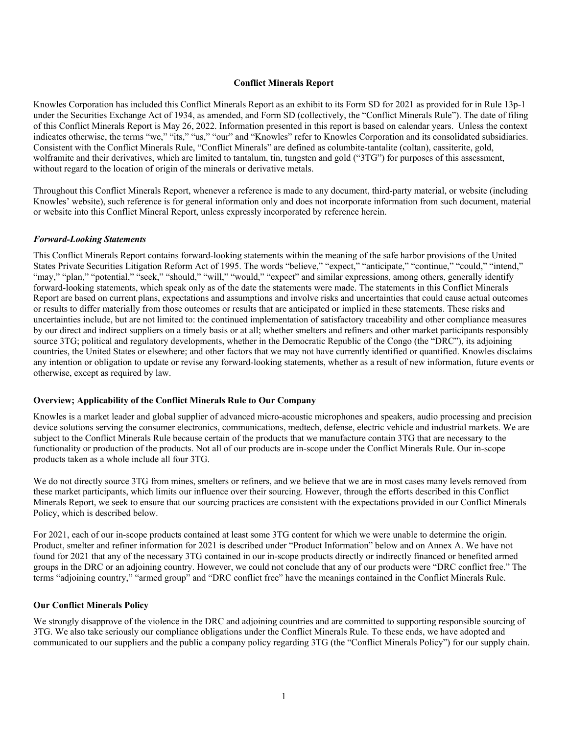# Conflict Minerals Report

Knowles Corporation has included this Conflict Minerals Report as an exhibit to its Form SD for 2021 as provided for in Rule 13p-1 under the Securities Exchange Act of 1934, as amended, and Form SD (collectively, the "Conflict Minerals Rule"). The date of filing of this Conflict Minerals Report is May 26, 2022. Information presented in this report is based on calendar years. Unless the context indicates otherwise, the terms "we," "its," "us," "our" and "Knowles" refer to Knowles Corporation and its consolidated subsidiaries. Consistent with the Conflict Minerals Rule, "Conflict Minerals" are defined as columbite-tantalite (coltan), cassiterite, gold, wolframite and their derivatives, which are limited to tantalum, tin, tungsten and gold ("3TG") for purposes of this assessment, without regard to the location of origin of the minerals or derivative metals.

Throughout this Conflict Minerals Report, whenever a reference is made to any document, third-party material, or website (including Knowles' website), such reference is for general information only and does not incorporate information from such document, material or website into this Conflict Mineral Report, unless expressly incorporated by reference herein.

### *Forward-Looking Statements*

This Conflict Minerals Report contains forward-looking statements within the meaning of the safe harbor provisions of the United States Private Securities Litigation Reform Act of 1995. The words "believe," "expect," "anticipate," "continue," "could," "intend," "may," "plan," "potential," "seek," "should," "will," "would," "expect" and similar expressions, among others, generally identify forward-looking statements, which speak only as of the date the statements were made. The statements in this Conflict Minerals Report are based on current plans, expectations and assumptions and involve risks and uncertainties that could cause actual outcomes or results to differ materially from those outcomes or results that are anticipated or implied in these statements. These risks and uncertainties include, but are not limited to: the continued implementation of satisfactory traceability and other compliance measures by our direct and indirect suppliers on a timely basis or at all; whether smelters and refiners and other market participants responsibly source 3TG; political and regulatory developments, whether in the Democratic Republic of the Congo (the "DRC"), its adjoining countries, the United States or elsewhere; and other factors that we may not have currently identified or quantified. Knowles disclaims any intention or obligation to update or revise any forward-looking statements, whether as a result of new information, future events or otherwise, except as required by law.

## Overview; Applicability of the Conflict Minerals Rule to Our Company

Knowles is a market leader and global supplier of advanced micro-acoustic microphones and speakers, audio processing and precision device solutions serving the consumer electronics, communications, medtech, defense, electric vehicle and industrial markets. We are subject to the Conflict Minerals Rule because certain of the products that we manufacture contain 3TG that are necessary to the functionality or production of the products. Not all of our products are in-scope under the Conflict Minerals Rule. Our in-scope products taken as a whole include all four 3TG.

We do not directly source 3TG from mines, smelters or refiners, and we believe that we are in most cases many levels removed from these market participants, which limits our influence over their sourcing. However, through the efforts described in this Conflict Minerals Report, we seek to ensure that our sourcing practices are consistent with the expectations provided in our Conflict Minerals Policy, which is described below.

For 2021, each of our in-scope products contained at least some 3TG content for which we were unable to determine the origin. Product, smelter and refiner information for 2021 is described under "Product Information" below and on Annex A. We have not found for 2021 that any of the necessary 3TG contained in our in-scope products directly or indirectly financed or benefited armed groups in the DRC or an adjoining country. However, we could not conclude that any of our products were "DRC conflict free." The terms "adjoining country," "armed group" and "DRC conflict free" have the meanings contained in the Conflict Minerals Rule.

## Our Conflict Minerals Policy

We strongly disapprove of the violence in the DRC and adjoining countries and are committed to supporting responsible sourcing of 3TG. We also take seriously our compliance obligations under the Conflict Minerals Rule. To these ends, we have adopted and communicated to our suppliers and the public a company policy regarding 3TG (the "Conflict Minerals Policy") for our supply chain.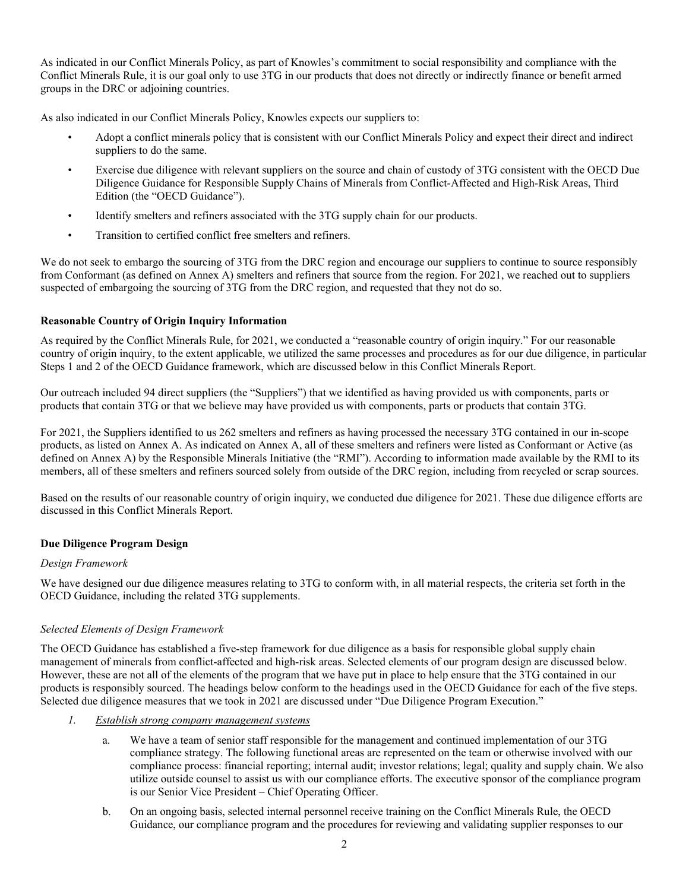As indicated in our Conflict Minerals Policy, as part of Knowles's commitment to social responsibility and compliance with the Conflict Minerals Rule, it is our goal only to use 3TG in our products that does not directly or indirectly finance or benefit armed groups in the DRC or adjoining countries.

As also indicated in our Conflict Minerals Policy, Knowles expects our suppliers to:

- Adopt a conflict minerals policy that is consistent with our Conflict Minerals Policy and expect their direct and indirect suppliers to do the same.
- Exercise due diligence with relevant suppliers on the source and chain of custody of 3TG consistent with the OECD Due Diligence Guidance for Responsible Supply Chains of Minerals from Conflict-Affected and High-Risk Areas, Third Edition (the "OECD Guidance").
- Identify smelters and refiners associated with the 3TG supply chain for our products.
- Transition to certified conflict free smelters and refiners.

We do not seek to embargo the sourcing of 3TG from the DRC region and encourage our suppliers to continue to source responsibly from Conformant (as defined on Annex A) smelters and refiners that source from the region. For 2021, we reached out to suppliers suspected of embargoing the sourcing of 3TG from the DRC region, and requested that they not do so.

**Reasonable Country of Origin Inquiry Information**

As required by the Conflict Minerals Rule, for 2021, we conducted a "reasonable country of origin inquiry." For our reasonable country of origin inquiry, to the extent applicable, we utilized the same processes and procedures as for our due diligence, in particular Steps 1 and 2 of the OECD Guidance framework, which are discussed below in this Conflict Minerals Report.

Our outreach included 94 direct suppliers (the "Suppliers") that we identified as having provided us with components, parts or products that contain 3TG or that we believe may have provided us with components, parts or products that contain 3TG.

For 2021, the Suppliers identified to us 262 smelters and refiners as having processed the necessary 3TG contained in our in-scope products, as listed on Annex A. As indicated on Annex A, all of these smelters and refiners were listed as Conformant or Active (as defined on Annex A) by the Responsible Minerals Initiative (the "RMI"). According to information made available by the RMI to its members, all of these smelters and refiners sourced solely from outside of the DRC region, including from recycled or scrap sources.

Based on the results of our reasonable country of origin inquiry, we conducted due diligence for 2021. These due diligence efforts are discussed in this Conflict Minerals Report.

**Due Diligence Program Design**

*Design Framework*

We have designed our due diligence measures relating to 3TG to conform with, in all material respects, the criteria set forth in the OECD Guidance, including the related 3TG supplements.

*Selected Elements of Design Framework*

The OECD Guidance has established a five-step framework for due diligence as a basis for responsible global supply chain management of minerals from conflict-affected and high-risk areas. Selected elements of our program design are discussed below. However, these are not all of the elements of the program that we have put in place to help ensure that the 3TG contained in our products is responsibly sourced. The headings below conform to the headings used in the OECD Guidance for each of the five steps. Selected due diligence measures that we took in 2021 are discussed under "Due Diligence Program Execution."

1. *Establish strong company management systems*

   a. We have a team of senior staff responsible for the management and continued implementation of our 3TG compliance strategy. The following functional areas are represented on the team or otherwise involved with our compliance process: financial reporting; internal audit; investor relations; legal; quality and supply chain. We also utilize outside counsel to assist us with our compliance efforts. The executive sponsor of the compliance program is our Senior Vice President – Chief Operating Officer.

   b. On an ongoing basis, selected internal personnel receive training on the Conflict Minerals Rule, the OECD Guidance, our compliance program and the procedures for reviewing and validating supplier responses to our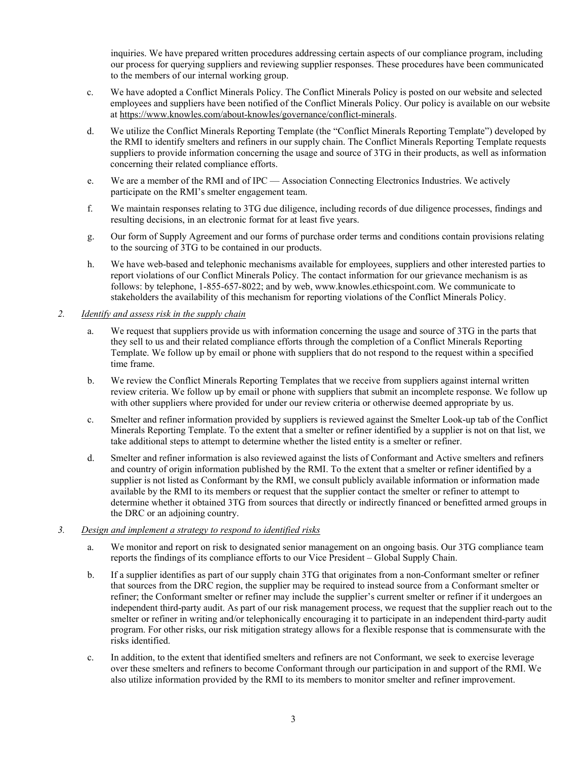inquiries. We have prepared written procedures addressing certain aspects of our compliance program, including our process for querying suppliers and reviewing supplier responses. These procedures have been communicated to the members of our internal working group.

c. We have adopted a Conflict Minerals Policy. The Conflict Minerals Policy is posted on our website and selected employees and suppliers have been notified of the Conflict Minerals Policy. Our policy is available on our website at https://www.knowles.com/about-knowles/governance/conflict-minerals.

d. We utilize the Conflict Minerals Reporting Template (the "Conflict Minerals Reporting Template") developed by the RMI to identify smelters and refiners in our supply chain. The Conflict Minerals Reporting Template requests suppliers to provide information concerning the usage and source of 3TG in their products, as well as information concerning their related compliance efforts.

e. We are a member of the RMI and of IPC — Association Connecting Electronics Industries. We actively participate on the RMI's smelter engagement team.

f. We maintain responses relating to 3TG due diligence, including records of due diligence processes, findings and resulting decisions, in an electronic format for at least five years.

g. Our form of Supply Agreement and our forms of purchase order terms and conditions contain provisions relating to the sourcing of 3TG to be contained in our products.

h. We have web-based and telephonic mechanisms available for employees, suppliers and other interested parties to report violations of our Conflict Minerals Policy. The contact information for our grievance mechanism is as follows: by telephone, 1-855-657-8022; and by web, www.knowles.ethicspoint.com. We communicate to stakeholders the availability of this mechanism for reporting violations of the Conflict Minerals Policy.

*2. Identify and assess risk in the supply chain*

a. We request that suppliers provide us with information concerning the usage and source of 3TG in the parts that they sell to us and their related compliance efforts through the completion of a Conflict Minerals Reporting Template. We follow up by email or phone with suppliers that do not respond to the request within a specified time frame.

b. We review the Conflict Minerals Reporting Templates that we receive from suppliers against internal written review criteria. We follow up by email or phone with suppliers that submit an incomplete response. We follow up with other suppliers where provided for under our review criteria or otherwise deemed appropriate by us.

c. Smelter and refiner information provided by suppliers is reviewed against the Smelter Look-up tab of the Conflict Minerals Reporting Template. To the extent that a smelter or refiner identified by a supplier is not on that list, we take additional steps to attempt to determine whether the listed entity is a smelter or refiner.

d. Smelter and refiner information is also reviewed against the lists of Conformant and Active smelters and refiners and country of origin information published by the RMI. To the extent that a smelter or refiner identified by a supplier is not listed as Conformant by the RMI, we consult publicly available information or information made available by the RMI to its members or request that the supplier contact the smelter or refiner to attempt to determine whether it obtained 3TG from sources that directly or indirectly financed or benefitted armed groups in the DRC or an adjoining country.

*3. Design and implement a strategy to respond to identified risks*

a. We monitor and report on risk to designated senior management on an ongoing basis. Our 3TG compliance team reports the findings of its compliance efforts to our Vice President – Global Supply Chain.

b. If a supplier identifies as part of our supply chain 3TG that originates from a non-Conformant smelter or refiner that sources from the DRC region, the supplier may be required to instead source from a Conformant smelter or refiner; the Conformant smelter or refiner may include the supplier's current smelter or refiner if it undergoes an independent third-party audit. As part of our risk management process, we request that the supplier reach out to the smelter or refiner in writing and/or telephonically encouraging it to participate in an independent third-party audit program. For other risks, our risk mitigation strategy allows for a flexible response that is commensurate with the risks identified.

c. In addition, to the extent that identified smelters and refiners are not Conformant, we seek to exercise leverage over these smelters and refiners to become Conformant through our participation in and support of the RMI. We also utilize information provided by the RMI to its members to monitor smelter and refiner improvement.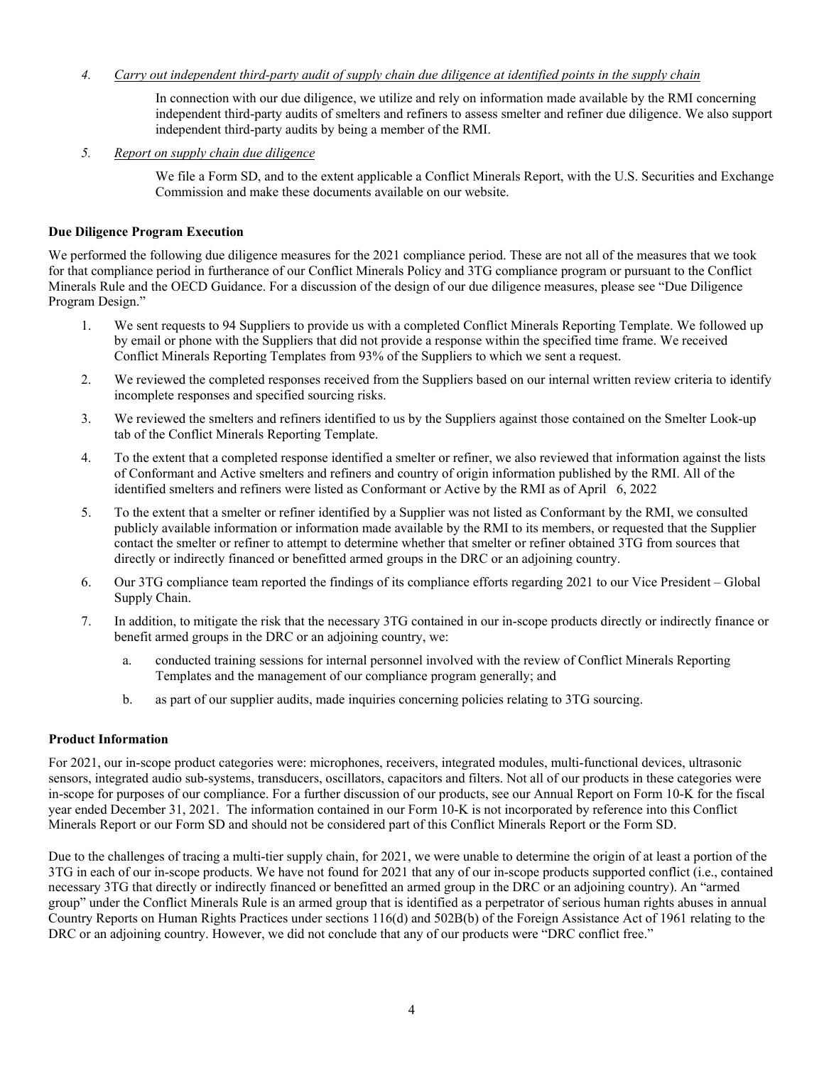4. *Carry out independent third-party audit of supply chain due diligence at identified points in the supply chain*

   In connection with our due diligence, we utilize and rely on information made available by the RMI concerning independent third-party audits of smelters and refiners to assess smelter and refiner due diligence. We also support independent third-party audits by being a member of the RMI.

5. *Report on supply chain due diligence*

   We file a Form SD, and to the extent applicable a Conflict Minerals Report, with the U.S. Securities and Exchange Commission and make these documents available on our website.

**Due Diligence Program Execution**

We performed the following due diligence measures for the 2021 compliance period. These are not all of the measures that we took for that compliance period in furtherance of our Conflict Minerals Policy and 3TG compliance program or pursuant to the Conflict Minerals Rule and the OECD Guidance. For a discussion of the design of our due diligence measures, please see "Due Diligence Program Design."

1. We sent requests to 94 Suppliers to provide us with a completed Conflict Minerals Reporting Template. We followed up by email or phone with the Suppliers that did not provide a response within the specified time frame. We received Conflict Minerals Reporting Templates from 93% of the Suppliers to which we sent a request.
2. We reviewed the completed responses received from the Suppliers based on our internal written review criteria to identify incomplete responses and specified sourcing risks.
3. We reviewed the smelters and refiners identified to us by the Suppliers against those contained on the Smelter Look-up tab of the Conflict Minerals Reporting Template.
4. To the extent that a completed response identified a smelter or refiner, we also reviewed that information against the lists of Conformant and Active smelters and refiners and country of origin information published by the RMI. All of the identified smelters and refiners were listed as Conformant or Active by the RMI as of April 6, 2022
5. To the extent that a smelter or refiner identified by a Supplier was not listed as Conformant by the RMI, we consulted publicly available information or information made available by the RMI to its members, or requested that the Supplier contact the smelter or refiner to attempt to determine whether that smelter or refiner obtained 3TG from sources that directly or indirectly financed or benefitted armed groups in the DRC or an adjoining country.
6. Our 3TG compliance team reported the findings of its compliance efforts regarding 2021 to our Vice President – Global Supply Chain.
7. In addition, to mitigate the risk that the necessary 3TG contained in our in-scope products directly or indirectly finance or benefit armed groups in the DRC or an adjoining country, we:
   a. conducted training sessions for internal personnel involved with the review of Conflict Minerals Reporting Templates and the management of our compliance program generally; and
   b. as part of our supplier audits, made inquiries concerning policies relating to 3TG sourcing.

**Product Information**

For 2021, our in-scope product categories were: microphones, receivers, integrated modules, multi-functional devices, ultrasonic sensors, integrated audio sub-systems, transducers, oscillators, capacitors and filters. Not all of our products in these categories were in-scope for purposes of our compliance. For a further discussion of our products, see our Annual Report on Form 10-K for the fiscal year ended December 31, 2021. The information contained in our Form 10-K is not incorporated by reference into this Conflict Minerals Report or our Form SD and should not be considered part of this Conflict Minerals Report or the Form SD.

Due to the challenges of tracing a multi-tier supply chain, for 2021, we were unable to determine the origin of at least a portion of the 3TG in each of our in-scope products. We have not found for 2021 that any of our in-scope products supported conflict (i.e., contained necessary 3TG that directly or indirectly financed or benefitted an armed group in the DRC or an adjoining country). An "armed group" under the Conflict Minerals Rule is an armed group that is identified as a perpetrator of serious human rights abuses in annual Country Reports on Human Rights Practices under sections 116(d) and 502B(b) of the Foreign Assistance Act of 1961 relating to the DRC or an adjoining country. However, we did not conclude that any of our products were "DRC conflict free."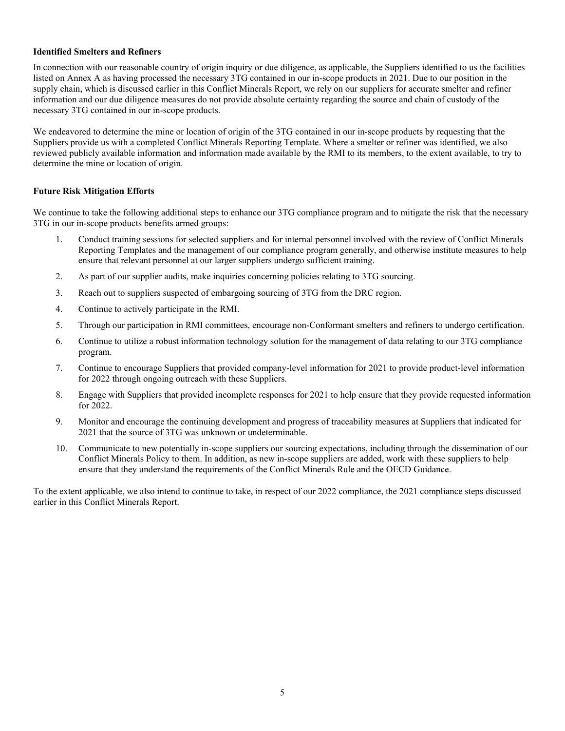**Identified Smelters and Refiners**

In connection with our reasonable country of origin inquiry or due diligence, as applicable, the Suppliers identified to us the facilities listed on Annex A as having processed the necessary 3TG contained in our in-scope products in 2021. Due to our position in the supply chain, which is discussed earlier in this Conflict Minerals Report, we rely on our suppliers for accurate smelter and refiner information and our due diligence measures do not provide absolute certainty regarding the source and chain of custody of the necessary 3TG contained in our in-scope products.

We endeavored to determine the mine or location of origin of the 3TG contained in our in-scope products by requesting that the Suppliers provide us with a completed Conflict Minerals Reporting Template. Where a smelter or refiner was identified, we also reviewed publicly available information and information made available by the RMI to its members, to the extent available, to try to determine the mine or location of origin.

**Future Risk Mitigation Efforts**

We continue to take the following additional steps to enhance our 3TG compliance program and to mitigate the risk that the necessary 3TG in our in-scope products benefits armed groups:

1. Conduct training sessions for selected suppliers and for internal personnel involved with the review of Conflict Minerals Reporting Templates and the management of our compliance program generally, and otherwise institute measures to help ensure that relevant personnel at our larger suppliers undergo sufficient training.
2. As part of our supplier audits, make inquiries concerning policies relating to 3TG sourcing.
3. Reach out to suppliers suspected of embargoing sourcing of 3TG from the DRC region.
4. Continue to actively participate in the RMI.
5. Through our participation in RMI committees, encourage non-Conformant smelters and refiners to undergo certification.
6. Continue to utilize a robust information technology solution for the management of data relating to our 3TG compliance program.
7. Continue to encourage Suppliers that provided company-level information for 2021 to provide product-level information for 2022 through ongoing outreach with these Suppliers.
8. Engage with Suppliers that provided incomplete responses for 2021 to help ensure that they provide requested information for 2022.
9. Monitor and encourage the continuing development and progress of traceability measures at Suppliers that indicated for 2021 that the source of 3TG was unknown or undeterminable.
10. Communicate to new potentially in-scope suppliers our sourcing expectations, including through the dissemination of our Conflict Minerals Policy to them. In addition, as new in-scope suppliers are added, work with these suppliers to help ensure that they understand the requirements of the Conflict Minerals Rule and the OECD Guidance.

To the extent applicable, we also intend to continue to take, in respect of our 2022 compliance, the 2021 compliance steps discussed earlier in this Conflict Minerals Report.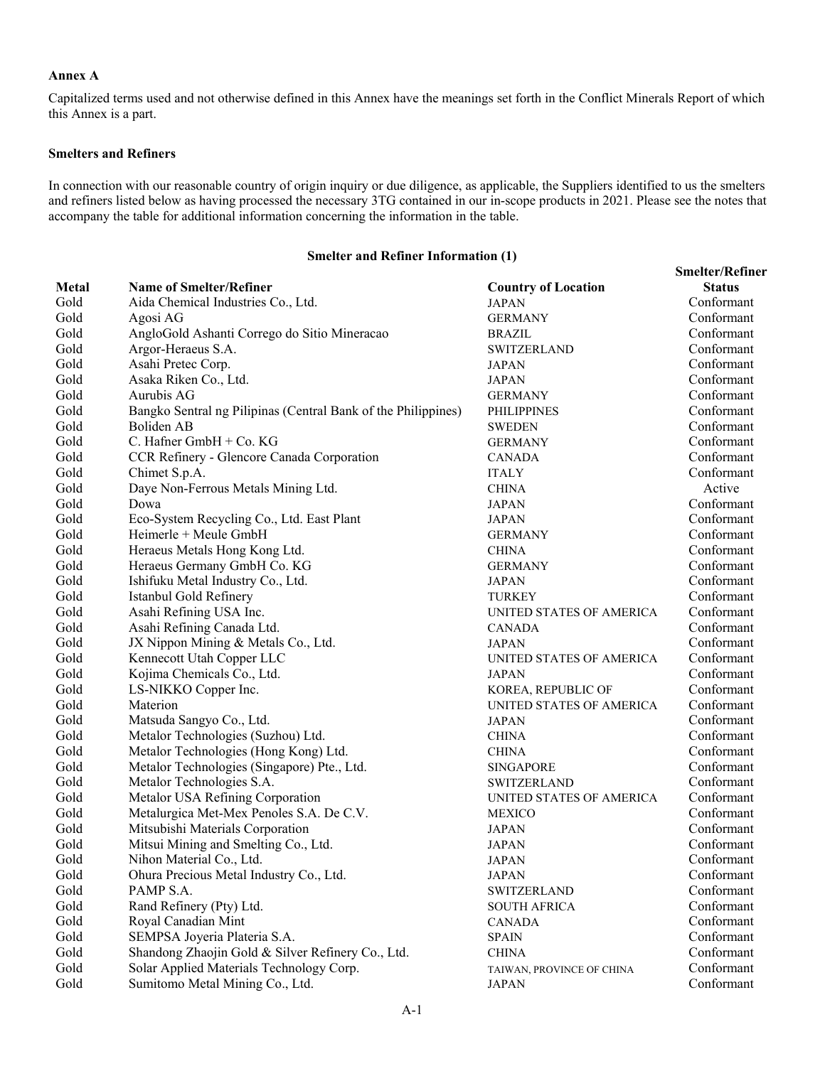**Annex A**

Capitalized terms used and not otherwise defined in this Annex have the meanings set forth in the Conflict Minerals Report of which this Annex is a part.

**Smelters and Refiners**

In connection with our reasonable country of origin inquiry or due diligence, as applicable, the Suppliers identified to us the smelters and refiners listed below as having processed the necessary 3TG contained in our in-scope products in 2021. Please see the notes that accompany the table for additional information concerning the information in the table.

**Smelter and Refiner Information (1)**

| Metal | Name of Smelter/Refiner | Country of Location | Smelter/Refiner Status |
|---|---|---|---|
| Gold | Aida Chemical Industries Co., Ltd. | JAPAN | Conformant |
| Gold | Agosi AG | GERMANY | Conformant |
| Gold | AngloGold Ashanti Corrego do Sitio Mineracao | BRAZIL | Conformant |
| Gold | Argor-Heraeus S.A. | SWITZERLAND | Conformant |
| Gold | Asahi Pretec Corp. | JAPAN | Conformant |
| Gold | Asaka Riken Co., Ltd. | JAPAN | Conformant |
| Gold | Aurubis AG | GERMANY | Conformant |
| Gold | Bangko Sentral ng Pilipinas (Central Bank of the Philippines) | PHILIPPINES | Conformant |
| Gold | Boliden AB | SWEDEN | Conformant |
| Gold | C. Hafner GmbH + Co. KG | GERMANY | Conformant |
| Gold | CCR Refinery - Glencore Canada Corporation | CANADA | Conformant |
| Gold | Chimet S.p.A. | ITALY | Conformant |
| Gold | Daye Non-Ferrous Metals Mining Ltd. | CHINA | Active |
| Gold | Dowa | JAPAN | Conformant |
| Gold | Eco-System Recycling Co., Ltd. East Plant | JAPAN | Conformant |
| Gold | Heimerle + Meule GmbH | GERMANY | Conformant |
| Gold | Heraeus Metals Hong Kong Ltd. | CHINA | Conformant |
| Gold | Heraeus Germany GmbH Co. KG | GERMANY | Conformant |
| Gold | Ishifuku Metal Industry Co., Ltd. | JAPAN | Conformant |
| Gold | Istanbul Gold Refinery | TURKEY | Conformant |
| Gold | Asahi Refining USA Inc. | UNITED STATES OF AMERICA | Conformant |
| Gold | Asahi Refining Canada Ltd. | CANADA | Conformant |
| Gold | JX Nippon Mining & Metals Co., Ltd. | JAPAN | Conformant |
| Gold | Kennecott Utah Copper LLC | UNITED STATES OF AMERICA | Conformant |
| Gold | Kojima Chemicals Co., Ltd. | JAPAN | Conformant |
| Gold | LS-NIKKO Copper Inc. | KOREA, REPUBLIC OF | Conformant |
| Gold | Materion | UNITED STATES OF AMERICA | Conformant |
| Gold | Matsuda Sangyo Co., Ltd. | JAPAN | Conformant |
| Gold | Metalor Technologies (Suzhou) Ltd. | CHINA | Conformant |
| Gold | Metalor Technologies (Hong Kong) Ltd. | CHINA | Conformant |
| Gold | Metalor Technologies (Singapore) Pte., Ltd. | SINGAPORE | Conformant |
| Gold | Metalor Technologies S.A. | SWITZERLAND | Conformant |
| Gold | Metalor USA Refining Corporation | UNITED STATES OF AMERICA | Conformant |
| Gold | Metalurgica Met-Mex Penoles S.A. De C.V. | MEXICO | Conformant |
| Gold | Mitsubishi Materials Corporation | JAPAN | Conformant |
| Gold | Mitsui Mining and Smelting Co., Ltd. | JAPAN | Conformant |
| Gold | Nihon Material Co., Ltd. | JAPAN | Conformant |
| Gold | Ohura Precious Metal Industry Co., Ltd. | JAPAN | Conformant |
| Gold | PAMP S.A. | SWITZERLAND | Conformant |
| Gold | Rand Refinery (Pty) Ltd. | SOUTH AFRICA | Conformant |
| Gold | Royal Canadian Mint | CANADA | Conformant |
| Gold | SEMPSA Joyeria Plateria S.A. | SPAIN | Conformant |
| Gold | Shandong Zhaojin Gold & Silver Refinery Co., Ltd. | CHINA | Conformant |
| Gold | Solar Applied Materials Technology Corp. | TAIWAN, PROVINCE OF CHINA | Conformant |
| Gold | Sumitomo Metal Mining Co., Ltd. | JAPAN | Conformant |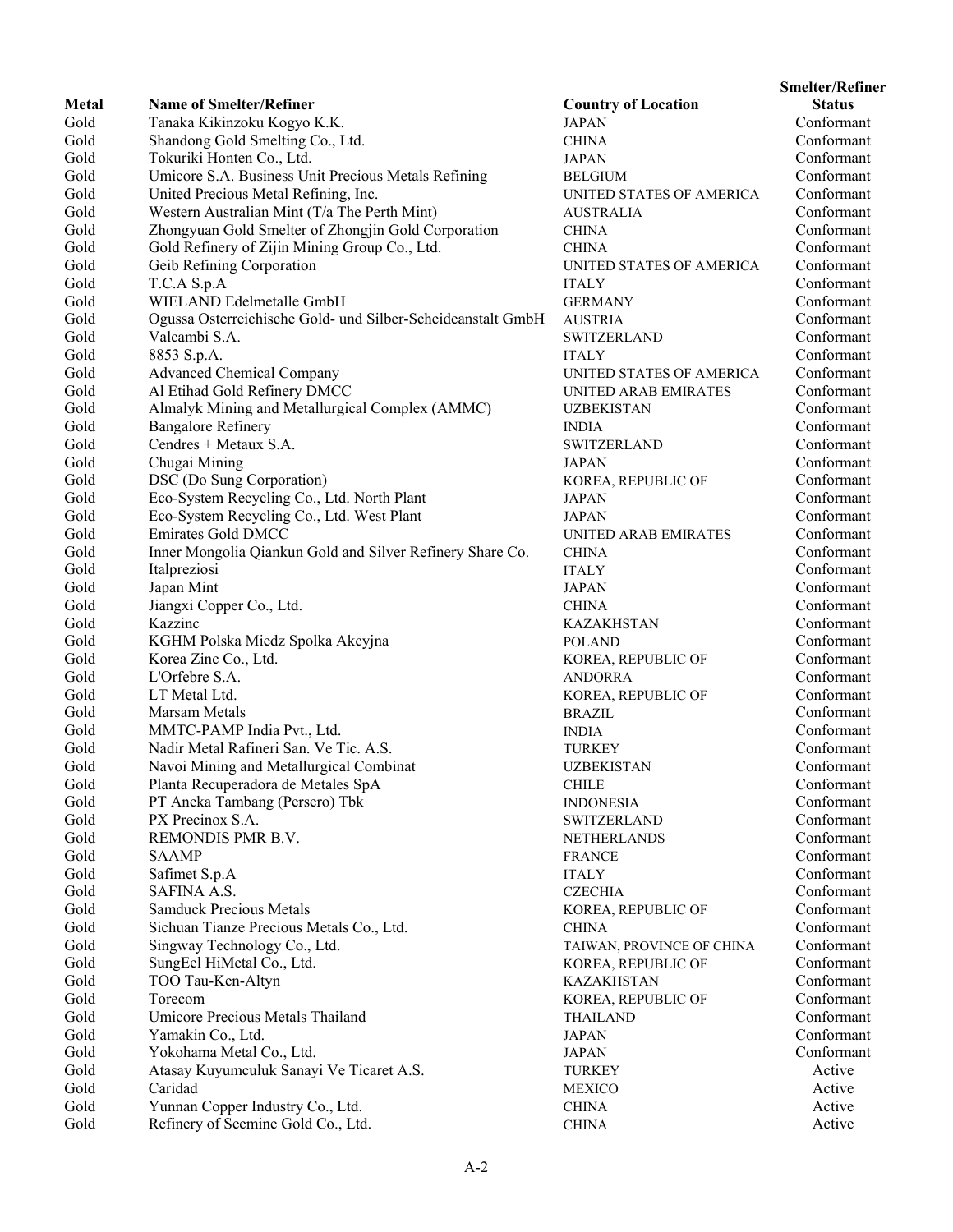| Metal | Name of Smelter/Refiner | Country of Location | Smelter/Refiner Status |
|---|---|---|---|
| Gold | Tanaka Kikinzoku Kogyo K.K. | JAPAN | Conformant |
| Gold | Shandong Gold Smelting Co., Ltd. | CHINA | Conformant |
| Gold | Tokuriki Honten Co., Ltd. | JAPAN | Conformant |
| Gold | Umicore S.A. Business Unit Precious Metals Refining | BELGIUM | Conformant |
| Gold | United Precious Metal Refining, Inc. | UNITED STATES OF AMERICA | Conformant |
| Gold | Western Australian Mint (T/a The Perth Mint) | AUSTRALIA | Conformant |
| Gold | Zhongyuan Gold Smelter of Zhongjin Gold Corporation | CHINA | Conformant |
| Gold | Gold Refinery of Zijin Mining Group Co., Ltd. | CHINA | Conformant |
| Gold | Geib Refining Corporation | UNITED STATES OF AMERICA | Conformant |
| Gold | T.C.A S.p.A | ITALY | Conformant |
| Gold | WIELAND Edelmetalle GmbH | GERMANY | Conformant |
| Gold | Ogussa Osterreichische Gold- und Silber-Scheideanstalt GmbH | AUSTRIA | Conformant |
| Gold | Valcambi S.A. | SWITZERLAND | Conformant |
| Gold | 8853 S.p.A. | ITALY | Conformant |
| Gold | Advanced Chemical Company | UNITED STATES OF AMERICA | Conformant |
| Gold | Al Etihad Gold Refinery DMCC | UNITED ARAB EMIRATES | Conformant |
| Gold | Almalyk Mining and Metallurgical Complex (AMMC) | UZBEKISTAN | Conformant |
| Gold | Bangalore Refinery | INDIA | Conformant |
| Gold | Cendres + Metaux S.A. | SWITZERLAND | Conformant |
| Gold | Chugai Mining | JAPAN | Conformant |
| Gold | DSC (Do Sung Corporation) | KOREA, REPUBLIC OF | Conformant |
| Gold | Eco-System Recycling Co., Ltd. North Plant | JAPAN | Conformant |
| Gold | Eco-System Recycling Co., Ltd. West Plant | JAPAN | Conformant |
| Gold | Emirates Gold DMCC | UNITED ARAB EMIRATES | Conformant |
| Gold | Inner Mongolia Qiankun Gold and Silver Refinery Share Co. | CHINA | Conformant |
| Gold | Italpreziosi | ITALY | Conformant |
| Gold | Japan Mint | JAPAN | Conformant |
| Gold | Jiangxi Copper Co., Ltd. | CHINA | Conformant |
| Gold | Kazzinc | KAZAKHSTAN | Conformant |
| Gold | KGHM Polska Miedz Spolka Akcyjna | POLAND | Conformant |
| Gold | Korea Zinc Co., Ltd. | KOREA, REPUBLIC OF | Conformant |
| Gold | L'Orfebre S.A. | ANDORRA | Conformant |
| Gold | LT Metal Ltd. | KOREA, REPUBLIC OF | Conformant |
| Gold | Marsam Metals | BRAZIL | Conformant |
| Gold | MMTC-PAMP India Pvt., Ltd. | INDIA | Conformant |
| Gold | Nadir Metal Rafineri San. Ve Tic. A.S. | TURKEY | Conformant |
| Gold | Navoi Mining and Metallurgical Combinat | UZBEKISTAN | Conformant |
| Gold | Planta Recuperadora de Metales SpA | CHILE | Conformant |
| Gold | PT Aneka Tambang (Persero) Tbk | INDONESIA | Conformant |
| Gold | PX Precinox S.A. | SWITZERLAND | Conformant |
| Gold | REMONDIS PMR B.V. | NETHERLANDS | Conformant |
| Gold | SAAMP | FRANCE | Conformant |
| Gold | Safimet S.p.A | ITALY | Conformant |
| Gold | SAFINA A.S. | CZECHIA | Conformant |
| Gold | Samduck Precious Metals | KOREA, REPUBLIC OF | Conformant |
| Gold | Sichuan Tianze Precious Metals Co., Ltd. | CHINA | Conformant |
| Gold | Singway Technology Co., Ltd. | TAIWAN, PROVINCE OF CHINA | Conformant |
| Gold | SungEel HiMetal Co., Ltd. | KOREA, REPUBLIC OF | Conformant |
| Gold | TOO Tau-Ken-Altyn | KAZAKHSTAN | Conformant |
| Gold | Torecom | KOREA, REPUBLIC OF | Conformant |
| Gold | Umicore Precious Metals Thailand | THAILAND | Conformant |
| Gold | Yamakin Co., Ltd. | JAPAN | Conformant |
| Gold | Yokohama Metal Co., Ltd. | JAPAN | Conformant |
| Gold | Atasay Kuyumculuk Sanayi Ve Ticaret A.S. | TURKEY | Active |
| Gold | Caridad | MEXICO | Active |
| Gold | Yunnan Copper Industry Co., Ltd. | CHINA | Active |
| Gold | Refinery of Seemine Gold Co., Ltd. | CHINA | Active |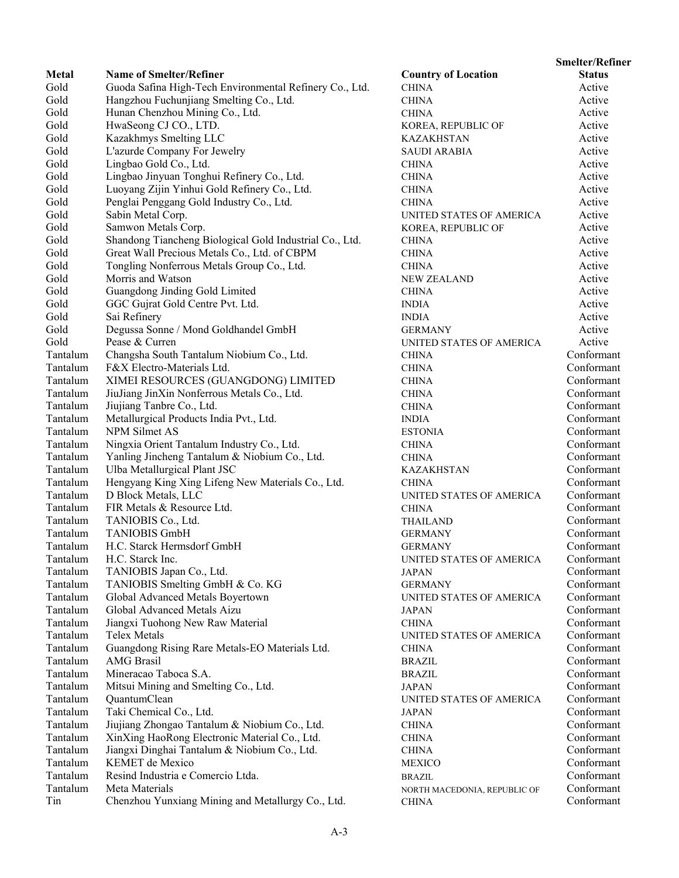| Metal | Name of Smelter/Refiner | Country of Location | Smelter/Refiner Status |
|---|---|---|---|
| Gold | Guoda Safina High-Tech Environmental Refinery Co., Ltd. | CHINA | Active |
| Gold | Hangzhou Fuchunjiang Smelting Co., Ltd. | CHINA | Active |
| Gold | Hunan Chenzhou Mining Co., Ltd. | CHINA | Active |
| Gold | HwaSeong CJ CO., LTD. | KOREA, REPUBLIC OF | Active |
| Gold | Kazakhmys Smelting LLC | KAZAKHSTAN | Active |
| Gold | L'azurde Company For Jewelry | SAUDI ARABIA | Active |
| Gold | Lingbao Gold Co., Ltd. | CHINA | Active |
| Gold | Lingbao Jinyuan Tonghui Refinery Co., Ltd. | CHINA | Active |
| Gold | Luoyang Zijin Yinhui Gold Refinery Co., Ltd. | CHINA | Active |
| Gold | Penglai Penggang Gold Industry Co., Ltd. | CHINA | Active |
| Gold | Sabin Metal Corp. | UNITED STATES OF AMERICA | Active |
| Gold | Samwon Metals Corp. | KOREA, REPUBLIC OF | Active |
| Gold | Shandong Tiancheng Biological Gold Industrial Co., Ltd. | CHINA | Active |
| Gold | Great Wall Precious Metals Co., Ltd. of CBPM | CHINA | Active |
| Gold | Tongling Nonferrous Metals Group Co., Ltd. | CHINA | Active |
| Gold | Morris and Watson | NEW ZEALAND | Active |
| Gold | Guangdong Jinding Gold Limited | CHINA | Active |
| Gold | GGC Gujrat Gold Centre Pvt. Ltd. | INDIA | Active |
| Gold | Sai Refinery | INDIA | Active |
| Gold | Degussa Sonne / Mond Goldhandel GmbH | GERMANY | Active |
| Gold | Pease & Curren | UNITED STATES OF AMERICA | Active |
| Tantalum | Changsha South Tantalum Niobium Co., Ltd. | CHINA | Conformant |
| Tantalum | F&X Electro-Materials Ltd. | CHINA | Conformant |
| Tantalum | XIMEI RESOURCES (GUANGDONG) LIMITED | CHINA | Conformant |
| Tantalum | JiuJiang JinXin Nonferrous Metals Co., Ltd. | CHINA | Conformant |
| Tantalum | Jiujiang Tanbre Co., Ltd. | CHINA | Conformant |
| Tantalum | Metallurgical Products India Pvt., Ltd. | INDIA | Conformant |
| Tantalum | NPM Silmet AS | ESTONIA | Conformant |
| Tantalum | Ningxia Orient Tantalum Industry Co., Ltd. | CHINA | Conformant |
| Tantalum | Yanling Jincheng Tantalum & Niobium Co., Ltd. | CHINA | Conformant |
| Tantalum | Ulba Metallurgical Plant JSC | KAZAKHSTAN | Conformant |
| Tantalum | Hengyang King Xing Lifeng New Materials Co., Ltd. | CHINA | Conformant |
| Tantalum | D Block Metals, LLC | UNITED STATES OF AMERICA | Conformant |
| Tantalum | FIR Metals & Resource Ltd. | CHINA | Conformant |
| Tantalum | TANIOBIS Co., Ltd. | THAILAND | Conformant |
| Tantalum | TANIOBIS GmbH | GERMANY | Conformant |
| Tantalum | H.C. Starck Hermsdorf GmbH | GERMANY | Conformant |
| Tantalum | H.C. Starck Inc. | UNITED STATES OF AMERICA | Conformant |
| Tantalum | TANIOBIS Japan Co., Ltd. | JAPAN | Conformant |
| Tantalum | TANIOBIS Smelting GmbH & Co. KG | GERMANY | Conformant |
| Tantalum | Global Advanced Metals Boyertown | UNITED STATES OF AMERICA | Conformant |
| Tantalum | Global Advanced Metals Aizu | JAPAN | Conformant |
| Tantalum | Jiangxi Tuohong New Raw Material | CHINA | Conformant |
| Tantalum | Telex Metals | UNITED STATES OF AMERICA | Conformant |
| Tantalum | Guangdong Rising Rare Metals-EO Materials Ltd. | CHINA | Conformant |
| Tantalum | AMG Brasil | BRAZIL | Conformant |
| Tantalum | Mineracao Taboca S.A. | BRAZIL | Conformant |
| Tantalum | Mitsui Mining and Smelting Co., Ltd. | JAPAN | Conformant |
| Tantalum | QuantumClean | UNITED STATES OF AMERICA | Conformant |
| Tantalum | Taki Chemical Co., Ltd. | JAPAN | Conformant |
| Tantalum | Jiujiang Zhongao Tantalum & Niobium Co., Ltd. | CHINA | Conformant |
| Tantalum | XinXing HaoRong Electronic Material Co., Ltd. | CHINA | Conformant |
| Tantalum | Jiangxi Dinghai Tantalum & Niobium Co., Ltd. | CHINA | Conformant |
| Tantalum | KEMET de Mexico | MEXICO | Conformant |
| Tantalum | Resind Industria e Comercio Ltda. | BRAZIL | Conformant |
| Tantalum | Meta Materials | NORTH MACEDONIA, REPUBLIC OF | Conformant |
| Tin | Chenzhou Yunxiang Mining and Metallurgy Co., Ltd. | CHINA | Conformant |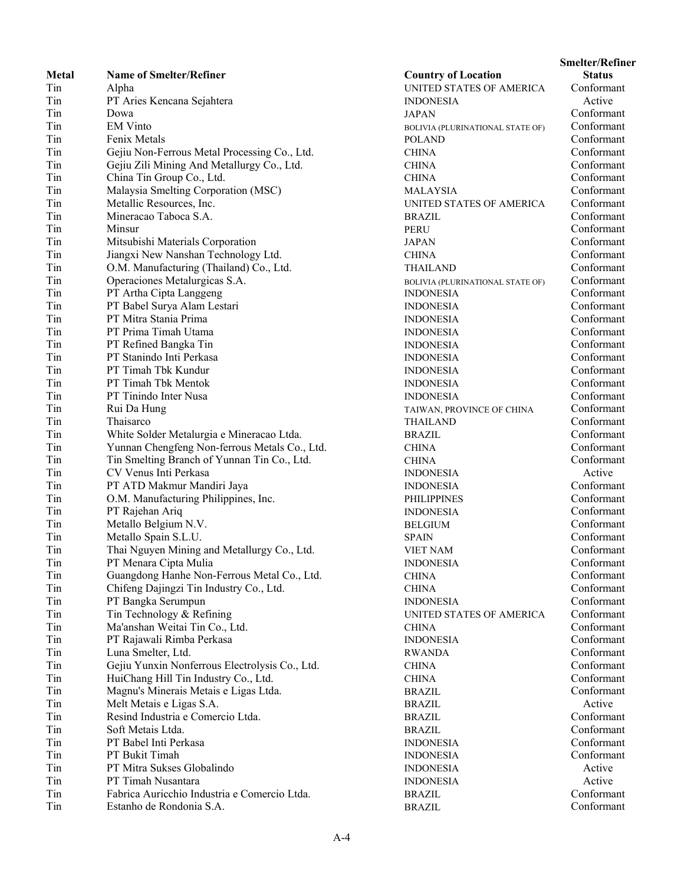| Metal | Name of Smelter/Refiner | Country of Location | Smelter/Refiner Status |
|---|---|---|---|
| Tin | Alpha | UNITED STATES OF AMERICA | Conformant |
| Tin | PT Aries Kencana Sejahtera | INDONESIA | Active |
| Tin | Dowa | JAPAN | Conformant |
| Tin | EM Vinto | BOLIVIA (PLURINATIONAL STATE OF) | Conformant |
| Tin | Fenix Metals | POLAND | Conformant |
| Tin | Gejiu Non-Ferrous Metal Processing Co., Ltd. | CHINA | Conformant |
| Tin | Gejiu Zili Mining And Metallurgy Co., Ltd. | CHINA | Conformant |
| Tin | China Tin Group Co., Ltd. | CHINA | Conformant |
| Tin | Malaysia Smelting Corporation (MSC) | MALAYSIA | Conformant |
| Tin | Metallic Resources, Inc. | UNITED STATES OF AMERICA | Conformant |
| Tin | Mineracao Taboca S.A. | BRAZIL | Conformant |
| Tin | Minsur | PERU | Conformant |
| Tin | Mitsubishi Materials Corporation | JAPAN | Conformant |
| Tin | Jiangxi New Nanshan Technology Ltd. | CHINA | Conformant |
| Tin | O.M. Manufacturing (Thailand) Co., Ltd. | THAILAND | Conformant |
| Tin | Operaciones Metalurgicas S.A. | BOLIVIA (PLURINATIONAL STATE OF) | Conformant |
| Tin | PT Artha Cipta Langgeng | INDONESIA | Conformant |
| Tin | PT Babel Surya Alam Lestari | INDONESIA | Conformant |
| Tin | PT Mitra Stania Prima | INDONESIA | Conformant |
| Tin | PT Prima Timah Utama | INDONESIA | Conformant |
| Tin | PT Refined Bangka Tin | INDONESIA | Conformant |
| Tin | PT Stanindo Inti Perkasa | INDONESIA | Conformant |
| Tin | PT Timah Tbk Kundur | INDONESIA | Conformant |
| Tin | PT Timah Tbk Mentok | INDONESIA | Conformant |
| Tin | PT Tinindo Inter Nusa | INDONESIA | Conformant |
| Tin | Rui Da Hung | TAIWAN, PROVINCE OF CHINA | Conformant |
| Tin | Thaisarco | THAILAND | Conformant |
| Tin | White Solder Metalurgia e Mineracao Ltda. | BRAZIL | Conformant |
| Tin | Yunnan Chengfeng Non-ferrous Metals Co., Ltd. | CHINA | Conformant |
| Tin | Tin Smelting Branch of Yunnan Tin Co., Ltd. | CHINA | Conformant |
| Tin | CV Venus Inti Perkasa | INDONESIA | Active |
| Tin | PT ATD Makmur Mandiri Jaya | INDONESIA | Conformant |
| Tin | O.M. Manufacturing Philippines, Inc. | PHILIPPINES | Conformant |
| Tin | PT Rajehan Ariq | INDONESIA | Conformant |
| Tin | Metallo Belgium N.V. | BELGIUM | Conformant |
| Tin | Metallo Spain S.L.U. | SPAIN | Conformant |
| Tin | Thai Nguyen Mining and Metallurgy Co., Ltd. | VIET NAM | Conformant |
| Tin | PT Menara Cipta Mulia | INDONESIA | Conformant |
| Tin | Guangdong Hanhe Non-Ferrous Metal Co., Ltd. | CHINA | Conformant |
| Tin | Chifeng Dajingzi Tin Industry Co., Ltd. | CHINA | Conformant |
| Tin | PT Bangka Serumpun | INDONESIA | Conformant |
| Tin | Tin Technology & Refining | UNITED STATES OF AMERICA | Conformant |
| Tin | Ma'anshan Weitai Tin Co., Ltd. | CHINA | Conformant |
| Tin | PT Rajawali Rimba Perkasa | INDONESIA | Conformant |
| Tin | Luna Smelter, Ltd. | RWANDA | Conformant |
| Tin | Gejiu Yunxin Nonferrous Electrolysis Co., Ltd. | CHINA | Conformant |
| Tin | HuiChang Hill Tin Industry Co., Ltd. | CHINA | Conformant |
| Tin | Magnu's Minerais Metais e Ligas Ltda. | BRAZIL | Conformant |
| Tin | Melt Metais e Ligas S.A. | BRAZIL | Active |
| Tin | Resind Industria e Comercio Ltda. | BRAZIL | Conformant |
| Tin | Soft Metais Ltda. | BRAZIL | Conformant |
| Tin | PT Babel Inti Perkasa | INDONESIA | Conformant |
| Tin | PT Bukit Timah | INDONESIA | Conformant |
| Tin | PT Mitra Sukses Globalindo | INDONESIA | Active |
| Tin | PT Timah Nusantara | INDONESIA | Active |
| Tin | Fabrica Auricchio Industria e Comercio Ltda. | BRAZIL | Conformant |
| Tin | Estanho de Rondonia S.A. | BRAZIL | Conformant |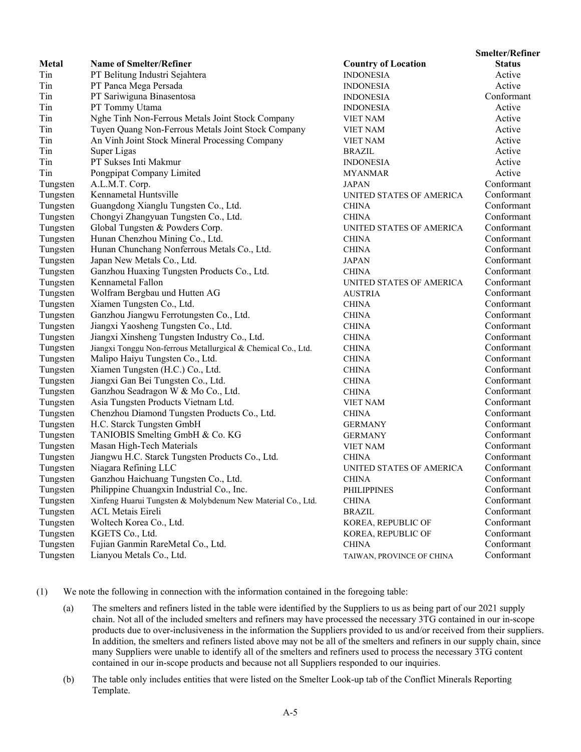| Metal | Name of Smelter/Refiner | Country of Location | Smelter/Refiner Status |
|---|---|---|---|
| Tin | PT Belitung Industri Sejahtera | INDONESIA | Active |
| Tin | PT Panca Mega Persada | INDONESIA | Active |
| Tin | PT Sariwiguna Binasentosa | INDONESIA | Conformant |
| Tin | PT Tommy Utama | INDONESIA | Active |
| Tin | Nghe Tinh Non-Ferrous Metals Joint Stock Company | VIET NAM | Active |
| Tin | Tuyen Quang Non-Ferrous Metals Joint Stock Company | VIET NAM | Active |
| Tin | An Vinh Joint Stock Mineral Processing Company | VIET NAM | Active |
| Tin | Super Ligas | BRAZIL | Active |
| Tin | PT Sukses Inti Makmur | INDONESIA | Active |
| Tin | Pongpipat Company Limited | MYANMAR | Active |
| Tungsten | A.L.M.T. Corp. | JAPAN | Conformant |
| Tungsten | Kennametal Huntsville | UNITED STATES OF AMERICA | Conformant |
| Tungsten | Guangdong Xianglu Tungsten Co., Ltd. | CHINA | Conformant |
| Tungsten | Chongyi Zhangyuan Tungsten Co., Ltd. | CHINA | Conformant |
| Tungsten | Global Tungsten & Powders Corp. | UNITED STATES OF AMERICA | Conformant |
| Tungsten | Hunan Chenzhou Mining Co., Ltd. | CHINA | Conformant |
| Tungsten | Hunan Chunchang Nonferrous Metals Co., Ltd. | CHINA | Conformant |
| Tungsten | Japan New Metals Co., Ltd. | JAPAN | Conformant |
| Tungsten | Ganzhou Huaxing Tungsten Products Co., Ltd. | CHINA | Conformant |
| Tungsten | Kennametal Fallon | UNITED STATES OF AMERICA | Conformant |
| Tungsten | Wolfram Bergbau und Hutten AG | AUSTRIA | Conformant |
| Tungsten | Xiamen Tungsten Co., Ltd. | CHINA | Conformant |
| Tungsten | Ganzhou Jiangwu Ferrotungsten Co., Ltd. | CHINA | Conformant |
| Tungsten | Jiangxi Yaosheng Tungsten Co., Ltd. | CHINA | Conformant |
| Tungsten | Jiangxi Xinsheng Tungsten Industry Co., Ltd. | CHINA | Conformant |
| Tungsten | Jiangxi Tonggu Non-ferrous Metallurgical & Chemical Co., Ltd. | CHINA | Conformant |
| Tungsten | Malipo Haiyu Tungsten Co., Ltd. | CHINA | Conformant |
| Tungsten | Xiamen Tungsten (H.C.) Co., Ltd. | CHINA | Conformant |
| Tungsten | Jiangxi Gan Bei Tungsten Co., Ltd. | CHINA | Conformant |
| Tungsten | Ganzhou Seadragon W & Mo Co., Ltd. | CHINA | Conformant |
| Tungsten | Asia Tungsten Products Vietnam Ltd. | VIET NAM | Conformant |
| Tungsten | Chenzhou Diamond Tungsten Products Co., Ltd. | CHINA | Conformant |
| Tungsten | H.C. Starck Tungsten GmbH | GERMANY | Conformant |
| Tungsten | TANIOBIS Smelting GmbH & Co. KG | GERMANY | Conformant |
| Tungsten | Masan High-Tech Materials | VIET NAM | Conformant |
| Tungsten | Jiangwu H.C. Starck Tungsten Products Co., Ltd. | CHINA | Conformant |
| Tungsten | Niagara Refining LLC | UNITED STATES OF AMERICA | Conformant |
| Tungsten | Ganzhou Haichuang Tungsten Co., Ltd. | CHINA | Conformant |
| Tungsten | Philippine Chuangxin Industrial Co., Inc. | PHILIPPINES | Conformant |
| Tungsten | Xinfeng Huarui Tungsten & Molybdenum New Material Co., Ltd. | CHINA | Conformant |
| Tungsten | ACL Metais Eireli | BRAZIL | Conformant |
| Tungsten | Woltech Korea Co., Ltd. | KOREA, REPUBLIC OF | Conformant |
| Tungsten | KGETS Co., Ltd. | KOREA, REPUBLIC OF | Conformant |
| Tungsten | Fujian Ganmin RareMetal Co., Ltd. | CHINA | Conformant |
| Tungsten | Lianyou Metals Co., Ltd. | TAIWAN, PROVINCE OF CHINA | Conformant |

(1) We note the following in connection with the information contained in the foregoing table:

(a) The smelters and refiners listed in the table were identified by the Suppliers to us as being part of our 2021 supply chain. Not all of the included smelters and refiners may have processed the necessary 3TG contained in our in-scope products due to over-inclusiveness in the information the Suppliers provided to us and/or received from their suppliers. In addition, the smelters and refiners listed above may not be all of the smelters and refiners in our supply chain, since many Suppliers were unable to identify all of the smelters and refiners used to process the necessary 3TG content contained in our in-scope products and because not all Suppliers responded to our inquiries.

(b) The table only includes entities that were listed on the Smelter Look-up tab of the Conflict Minerals Reporting Template.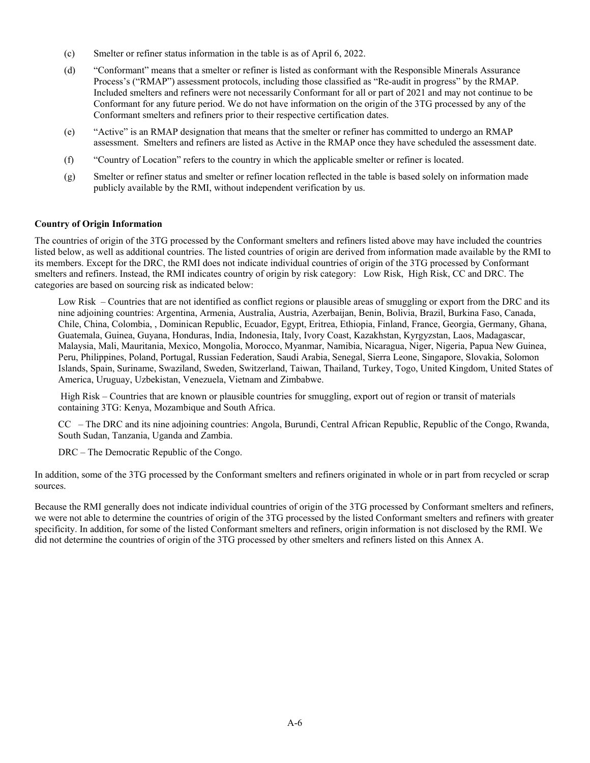(c) Smelter or refiner status information in the table is as of April 6, 2022.

(d) "Conformant" means that a smelter or refiner is listed as conformant with the Responsible Minerals Assurance Process's ("RMAP") assessment protocols, including those classified as "Re-audit in progress" by the RMAP. Included smelters and refiners were not necessarily Conformant for all or part of 2021 and may not continue to be Conformant for any future period. We do not have information on the origin of the 3TG processed by any of the Conformant smelters and refiners prior to their respective certification dates.

(e) "Active" is an RMAP designation that means that the smelter or refiner has committed to undergo an RMAP assessment. Smelters and refiners are listed as Active in the RMAP once they have scheduled the assessment date.

(f) "Country of Location" refers to the country in which the applicable smelter or refiner is located.

(g) Smelter or refiner status and smelter or refiner location reflected in the table is based solely on information made publicly available by the RMI, without independent verification by us.

**Country of Origin Information**

The countries of origin of the 3TG processed by the Conformant smelters and refiners listed above may have included the countries listed below, as well as additional countries. The listed countries of origin are derived from information made available by the RMI to its members. Except for the DRC, the RMI does not indicate individual countries of origin of the 3TG processed by Conformant smelters and refiners. Instead, the RMI indicates country of origin by risk category: Low Risk, High Risk, CC and DRC. The categories are based on sourcing risk as indicated below:

Low Risk – Countries that are not identified as conflict regions or plausible areas of smuggling or export from the DRC and its nine adjoining countries: Argentina, Armenia, Australia, Austria, Azerbaijan, Benin, Bolivia, Brazil, Burkina Faso, Canada, Chile, China, Colombia, , Dominican Republic, Ecuador, Egypt, Eritrea, Ethiopia, Finland, France, Georgia, Germany, Ghana, Guatemala, Guinea, Guyana, Honduras, India, Indonesia, Italy, Ivory Coast, Kazakhstan, Kyrgyzstan, Laos, Madagascar, Malaysia, Mali, Mauritania, Mexico, Mongolia, Morocco, Myanmar, Namibia, Nicaragua, Niger, Nigeria, Papua New Guinea, Peru, Philippines, Poland, Portugal, Russian Federation, Saudi Arabia, Senegal, Sierra Leone, Singapore, Slovakia, Solomon Islands, Spain, Suriname, Swaziland, Sweden, Switzerland, Taiwan, Thailand, Turkey, Togo, United Kingdom, United States of America, Uruguay, Uzbekistan, Venezuela, Vietnam and Zimbabwe.

High Risk – Countries that are known or plausible countries for smuggling, export out of region or transit of materials containing 3TG: Kenya, Mozambique and South Africa.

CC – The DRC and its nine adjoining countries: Angola, Burundi, Central African Republic, Republic of the Congo, Rwanda, South Sudan, Tanzania, Uganda and Zambia.

DRC – The Democratic Republic of the Congo.

In addition, some of the 3TG processed by the Conformant smelters and refiners originated in whole or in part from recycled or scrap sources.

Because the RMI generally does not indicate individual countries of origin of the 3TG processed by Conformant smelters and refiners, we were not able to determine the countries of origin of the 3TG processed by the listed Conformant smelters and refiners with greater specificity. In addition, for some of the listed Conformant smelters and refiners, origin information is not disclosed by the RMI. We did not determine the countries of origin of the 3TG processed by other smelters and refiners listed on this Annex A.